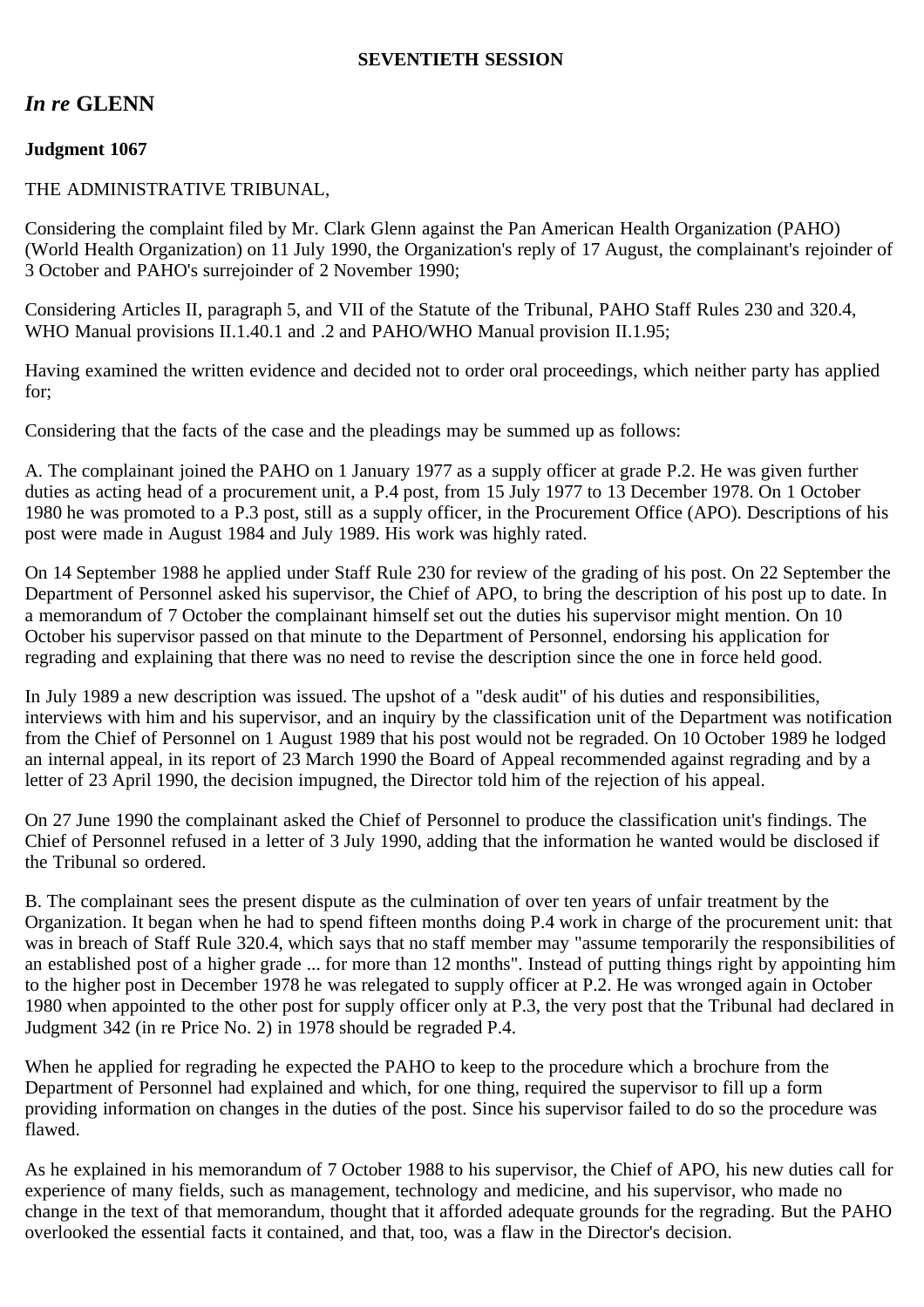**SEVENTIETH SESSION**

## *In re* GLENN

**Judgment 1067**

THE ADMINISTRATIVE TRIBUNAL,

Considering the complaint filed by Mr. Clark Glenn against the Pan American Health Organization (PAHO) (World Health Organization) on 11 July 1990, the Organization's reply of 17 August, the complainant's rejoinder of 3 October and PAHO's surrejoinder of 2 November 1990;

Considering Articles II, paragraph 5, and VII of the Statute of the Tribunal, PAHO Staff Rules 230 and 320.4, WHO Manual provisions II.1.40.1 and .2 and PAHO/WHO Manual provision II.1.95;

Having examined the written evidence and decided not to order oral proceedings, which neither party has applied for;

Considering that the facts of the case and the pleadings may be summed up as follows:

A. The complainant joined the PAHO on 1 January 1977 as a supply officer at grade P.2. He was given further duties as acting head of a procurement unit, a P.4 post, from 15 July 1977 to 13 December 1978. On 1 October 1980 he was promoted to a P.3 post, still as a supply officer, in the Procurement Office (APO). Descriptions of his post were made in August 1984 and July 1989. His work was highly rated.

On 14 September 1988 he applied under Staff Rule 230 for review of the grading of his post. On 22 September the Department of Personnel asked his supervisor, the Chief of APO, to bring the description of his post up to date. In a memorandum of 7 October the complainant himself set out the duties his supervisor might mention. On 10 October his supervisor passed on that minute to the Department of Personnel, endorsing his application for regrading and explaining that there was no need to revise the description since the one in force held good.

In July 1989 a new description was issued. The upshot of a "desk audit" of his duties and responsibilities, interviews with him and his supervisor, and an inquiry by the classification unit of the Department was notification from the Chief of Personnel on 1 August 1989 that his post would not be regraded. On 10 October 1989 he lodged an internal appeal, in its report of 23 March 1990 the Board of Appeal recommended against regrading and by a letter of 23 April 1990, the decision impugned, the Director told him of the rejection of his appeal.

On 27 June 1990 the complainant asked the Chief of Personnel to produce the classification unit's findings. The Chief of Personnel refused in a letter of 3 July 1990, adding that the information he wanted would be disclosed if the Tribunal so ordered.

B. The complainant sees the present dispute as the culmination of over ten years of unfair treatment by the Organization. It began when he had to spend fifteen months doing P.4 work in charge of the procurement unit: that was in breach of Staff Rule 320.4, which says that no staff member may "assume temporarily the responsibilities of an established post of a higher grade ... for more than 12 months". Instead of putting things right by appointing him to the higher post in December 1978 he was relegated to supply officer at P.2. He was wronged again in October 1980 when appointed to the other post for supply officer only at P.3, the very post that the Tribunal had declared in Judgment 342 (in re Price No. 2) in 1978 should be regraded P.4.

When he applied for regrading he expected the PAHO to keep to the procedure which a brochure from the Department of Personnel had explained and which, for one thing, required the supervisor to fill up a form providing information on changes in the duties of the post. Since his supervisor failed to do so the procedure was flawed.

As he explained in his memorandum of 7 October 1988 to his supervisor, the Chief of APO, his new duties call for experience of many fields, such as management, technology and medicine, and his supervisor, who made no change in the text of that memorandum, thought that it afforded adequate grounds for the regrading. But the PAHO overlooked the essential facts it contained, and that, too, was a flaw in the Director's decision.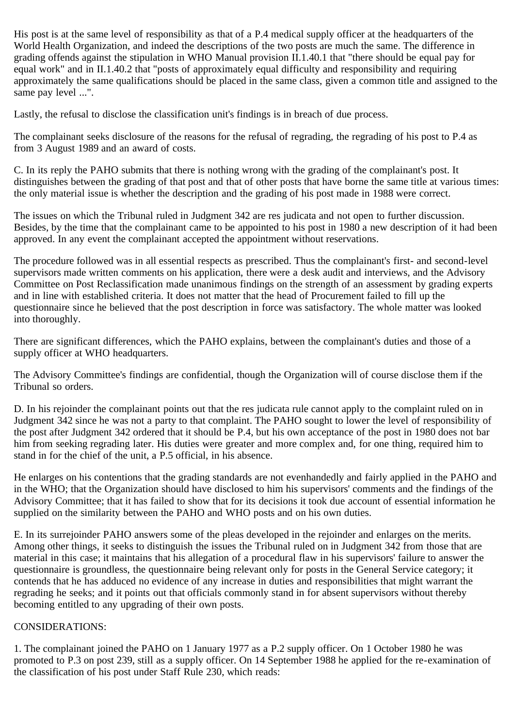His post is at the same level of responsibility as that of a P.4 medical supply officer at the headquarters of the World Health Organization, and indeed the descriptions of the two posts are much the same. The difference in grading offends against the stipulation in WHO Manual provision II.1.40.1 that "there should be equal pay for equal work" and in II.1.40.2 that "posts of approximately equal difficulty and responsibility and requiring approximately the same qualifications should be placed in the same class, given a common title and assigned to the same pay level ...".

Lastly, the refusal to disclose the classification unit's findings is in breach of due process.

The complainant seeks disclosure of the reasons for the refusal of regrading, the regrading of his post to P.4 as from 3 August 1989 and an award of costs.

C. In its reply the PAHO submits that there is nothing wrong with the grading of the complainant's post. It distinguishes between the grading of that post and that of other posts that have borne the same title at various times: the only material issue is whether the description and the grading of his post made in 1988 were correct.

The issues on which the Tribunal ruled in Judgment 342 are res judicata and not open to further discussion. Besides, by the time that the complainant came to be appointed to his post in 1980 a new description of it had been approved. In any event the complainant accepted the appointment without reservations.

The procedure followed was in all essential respects as prescribed. Thus the complainant's first- and second-level supervisors made written comments on his application, there were a desk audit and interviews, and the Advisory Committee on Post Reclassification made unanimous findings on the strength of an assessment by grading experts and in line with established criteria. It does not matter that the head of Procurement failed to fill up the questionnaire since he believed that the post description in force was satisfactory. The whole matter was looked into thoroughly.

There are significant differences, which the PAHO explains, between the complainant's duties and those of a supply officer at WHO headquarters.

The Advisory Committee's findings are confidential, though the Organization will of course disclose them if the Tribunal so orders.

D. In his rejoinder the complainant points out that the res judicata rule cannot apply to the complaint ruled on in Judgment 342 since he was not a party to that complaint. The PAHO sought to lower the level of responsibility of the post after Judgment 342 ordered that it should be P.4, but his own acceptance of the post in 1980 does not bar him from seeking regrading later. His duties were greater and more complex and, for one thing, required him to stand in for the chief of the unit, a P.5 official, in his absence.

He enlarges on his contentions that the grading standards are not evenhandedly and fairly applied in the PAHO and in the WHO; that the Organization should have disclosed to him his supervisors' comments and the findings of the Advisory Committee; that it has failed to show that for its decisions it took due account of essential information he supplied on the similarity between the PAHO and WHO posts and on his own duties.

E. In its surrejoinder PAHO answers some of the pleas developed in the rejoinder and enlarges on the merits. Among other things, it seeks to distinguish the issues the Tribunal ruled on in Judgment 342 from those that are material in this case; it maintains that his allegation of a procedural flaw in his supervisors' failure to answer the questionnaire is groundless, the questionnaire being relevant only for posts in the General Service category; it contends that he has adduced no evidence of any increase in duties and responsibilities that might warrant the regrading he seeks; and it points out that officials commonly stand in for absent supervisors without thereby becoming entitled to any upgrading of their own posts.

CONSIDERATIONS:

1. The complainant joined the PAHO on 1 January 1977 as a P.2 supply officer. On 1 October 1980 he was promoted to P.3 on post 239, still as a supply officer. On 14 September 1988 he applied for the re-examination of the classification of his post under Staff Rule 230, which reads: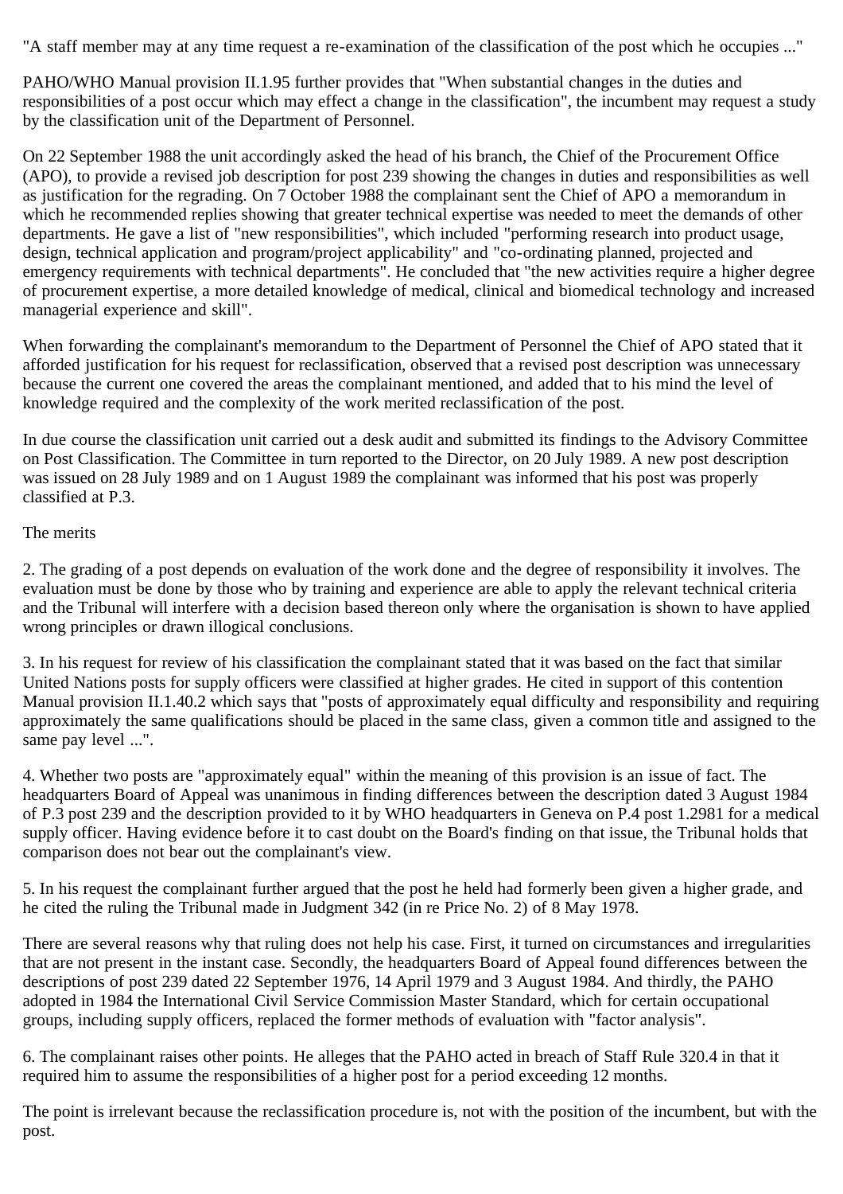"A staff member may at any time request a re-examination of the classification of the post which he occupies ..."

PAHO/WHO Manual provision II.1.95 further provides that "When substantial changes in the duties and responsibilities of a post occur which may effect a change in the classification", the incumbent may request a study by the classification unit of the Department of Personnel.

On 22 September 1988 the unit accordingly asked the head of his branch, the Chief of the Procurement Office (APO), to provide a revised job description for post 239 showing the changes in duties and responsibilities as well as justification for the regrading. On 7 October 1988 the complainant sent the Chief of APO a memorandum in which he recommended replies showing that greater technical expertise was needed to meet the demands of other departments. He gave a list of "new responsibilities", which included "performing research into product usage, design, technical application and program/project applicability" and "co-ordinating planned, projected and emergency requirements with technical departments". He concluded that "the new activities require a higher degree of procurement expertise, a more detailed knowledge of medical, clinical and biomedical technology and increased managerial experience and skill".

When forwarding the complainant's memorandum to the Department of Personnel the Chief of APO stated that it afforded justification for his request for reclassification, observed that a revised post description was unnecessary because the current one covered the areas the complainant mentioned, and added that to his mind the level of knowledge required and the complexity of the work merited reclassification of the post.

In due course the classification unit carried out a desk audit and submitted its findings to the Advisory Committee on Post Classification. The Committee in turn reported to the Director, on 20 July 1989. A new post description was issued on 28 July 1989 and on 1 August 1989 the complainant was informed that his post was properly classified at P.3.

The merits

2. The grading of a post depends on evaluation of the work done and the degree of responsibility it involves. The evaluation must be done by those who by training and experience are able to apply the relevant technical criteria and the Tribunal will interfere with a decision based thereon only where the organisation is shown to have applied wrong principles or drawn illogical conclusions.

3. In his request for review of his classification the complainant stated that it was based on the fact that similar United Nations posts for supply officers were classified at higher grades. He cited in support of this contention Manual provision II.1.40.2 which says that "posts of approximately equal difficulty and responsibility and requiring approximately the same qualifications should be placed in the same class, given a common title and assigned to the same pay level ...".

4. Whether two posts are "approximately equal" within the meaning of this provision is an issue of fact. The headquarters Board of Appeal was unanimous in finding differences between the description dated 3 August 1984 of P.3 post 239 and the description provided to it by WHO headquarters in Geneva on P.4 post 1.2981 for a medical supply officer. Having evidence before it to cast doubt on the Board's finding on that issue, the Tribunal holds that comparison does not bear out the complainant's view.

5. In his request the complainant further argued that the post he held had formerly been given a higher grade, and he cited the ruling the Tribunal made in Judgment 342 (in re Price No. 2) of 8 May 1978.

There are several reasons why that ruling does not help his case. First, it turned on circumstances and irregularities that are not present in the instant case. Secondly, the headquarters Board of Appeal found differences between the descriptions of post 239 dated 22 September 1976, 14 April 1979 and 3 August 1984. And thirdly, the PAHO adopted in 1984 the International Civil Service Commission Master Standard, which for certain occupational groups, including supply officers, replaced the former methods of evaluation with "factor analysis".

6. The complainant raises other points. He alleges that the PAHO acted in breach of Staff Rule 320.4 in that it required him to assume the responsibilities of a higher post for a period exceeding 12 months.

The point is irrelevant because the reclassification procedure is, not with the position of the incumbent, but with the post.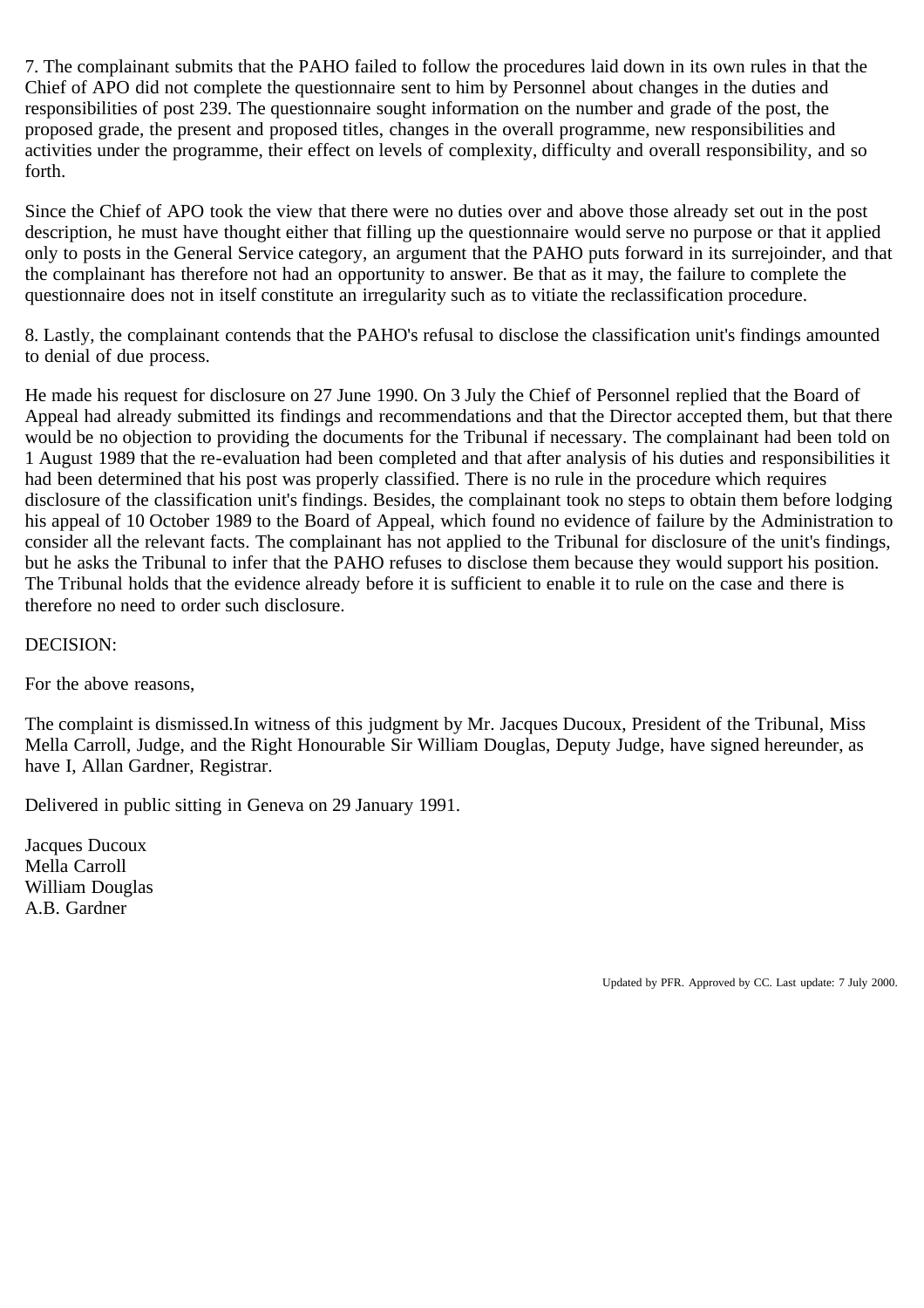7. The complainant submits that the PAHO failed to follow the procedures laid down in its own rules in that the Chief of APO did not complete the questionnaire sent to him by Personnel about changes in the duties and responsibilities of post 239. The questionnaire sought information on the number and grade of the post, the proposed grade, the present and proposed titles, changes in the overall programme, new responsibilities and activities under the programme, their effect on levels of complexity, difficulty and overall responsibility, and so forth.

Since the Chief of APO took the view that there were no duties over and above those already set out in the post description, he must have thought either that filling up the questionnaire would serve no purpose or that it applied only to posts in the General Service category, an argument that the PAHO puts forward in its surrejoinder, and that the complainant has therefore not had an opportunity to answer. Be that as it may, the failure to complete the questionnaire does not in itself constitute an irregularity such as to vitiate the reclassification procedure.

8. Lastly, the complainant contends that the PAHO's refusal to disclose the classification unit's findings amounted to denial of due process.

He made his request for disclosure on 27 June 1990. On 3 July the Chief of Personnel replied that the Board of Appeal had already submitted its findings and recommendations and that the Director accepted them, but that there would be no objection to providing the documents for the Tribunal if necessary. The complainant had been told on 1 August 1989 that the re-evaluation had been completed and that after analysis of his duties and responsibilities it had been determined that his post was properly classified. There is no rule in the procedure which requires disclosure of the classification unit's findings. Besides, the complainant took no steps to obtain them before lodging his appeal of 10 October 1989 to the Board of Appeal, which found no evidence of failure by the Administration to consider all the relevant facts. The complainant has not applied to the Tribunal for disclosure of the unit's findings, but he asks the Tribunal to infer that the PAHO refuses to disclose them because they would support his position. The Tribunal holds that the evidence already before it is sufficient to enable it to rule on the case and there is therefore no need to order such disclosure.

DECISION:

For the above reasons,

The complaint is dismissed.In witness of this judgment by Mr. Jacques Ducoux, President of the Tribunal, Miss Mella Carroll, Judge, and the Right Honourable Sir William Douglas, Deputy Judge, have signed hereunder, as have I, Allan Gardner, Registrar.

Delivered in public sitting in Geneva on 29 January 1991.

Jacques Ducoux
Mella Carroll
William Douglas
A.B. Gardner

Updated by PFR. Approved by CC. Last update: 7 July 2000.